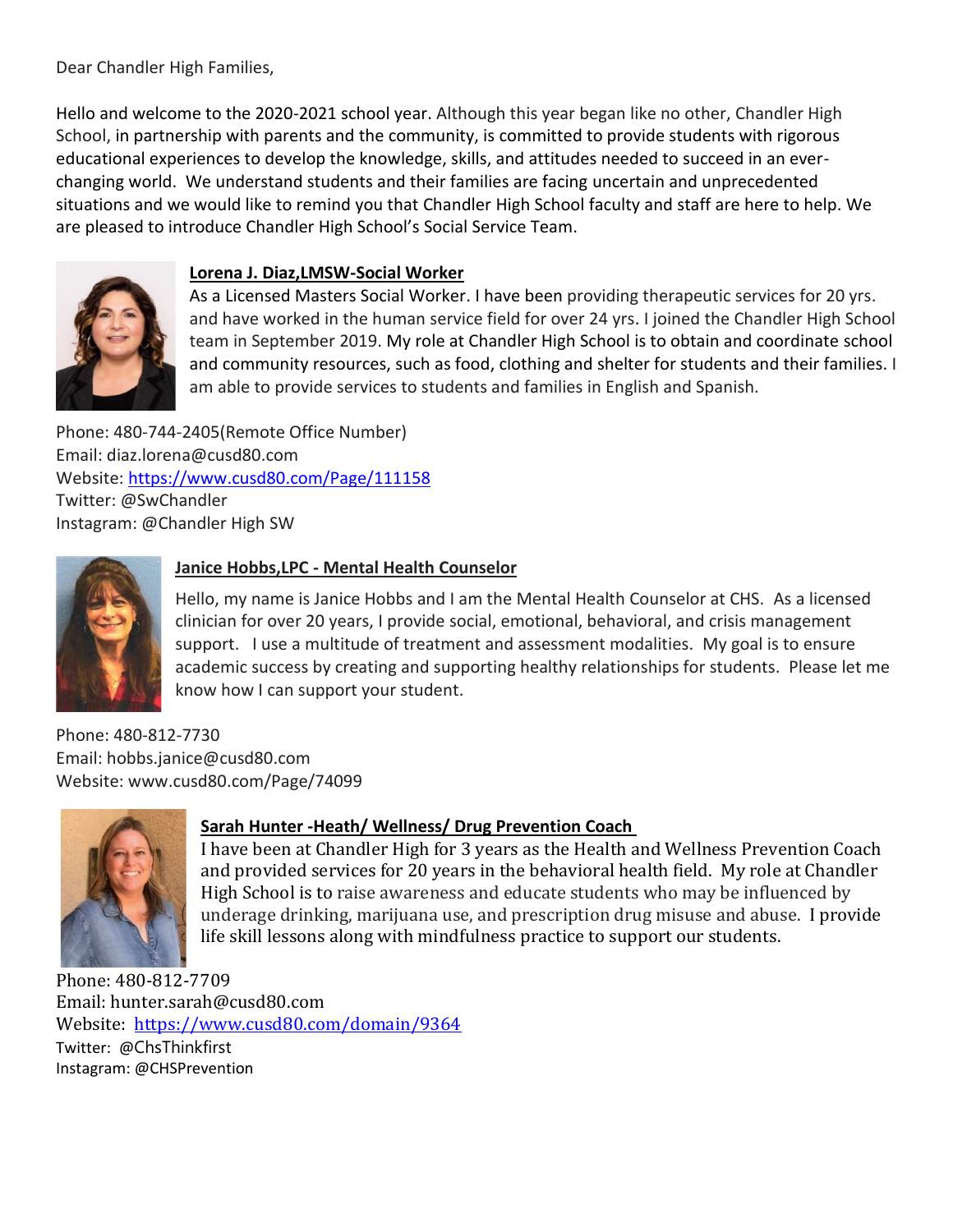Dear Chandler High Families,

Hello and welcome to the 2020-2021 school year. Although this year began like no other, Chandler High School, in partnership with parents and the community, is committed to provide students with rigorous educational experiences to develop the knowledge, skills, and attitudes needed to succeed in an ever-changing world. We understand students and their families are facing uncertain and unprecedented situations and we would like to remind you that Chandler High School faculty and staff are here to help. We are pleased to introduce Chandler High School's Social Service Team.

**Lorena J. Diaz,LMSW-Social Worker**

As a Licensed Masters Social Worker. I have been providing therapeutic services for 20 yrs. and have worked in the human service field for over 24 yrs. I joined the Chandler High School team in September 2019. My role at Chandler High School is to obtain and coordinate school and community resources, such as food, clothing and shelter for students and their families. I am able to provide services to students and families in English and Spanish.

Phone: 480-744-2405(Remote Office Number)
Email: diaz.lorena@cusd80.com
Website: https://www.cusd80.com/Page/111158
Twitter: @SwChandler
Instagram: @Chandler High SW

**Janice Hobbs,LPC - Mental Health Counselor**

Hello, my name is Janice Hobbs and I am the Mental Health Counselor at CHS. As a licensed clinician for over 20 years, I provide social, emotional, behavioral, and crisis management support. I use a multitude of treatment and assessment modalities. My goal is to ensure academic success by creating and supporting healthy relationships for students. Please let me know how I can support your student.

Phone: 480-812-7730
Email: hobbs.janice@cusd80.com
Website: www.cusd80.com/Page/74099

**Sarah Hunter -Heath/ Wellness/ Drug Prevention Coach**

I have been at Chandler High for 3 years as the Health and Wellness Prevention Coach and provided services for 20 years in the behavioral health field. My role at Chandler High School is to raise awareness and educate students who may be influenced by underage drinking, marijuana use, and prescription drug misuse and abuse. I provide life skill lessons along with mindfulness practice to support our students.

Phone: 480-812-7709
Email: hunter.sarah@cusd80.com
Website: https://www.cusd80.com/domain/9364
Twitter: @ChsThinkfirst
Instagram: @CHSPrevention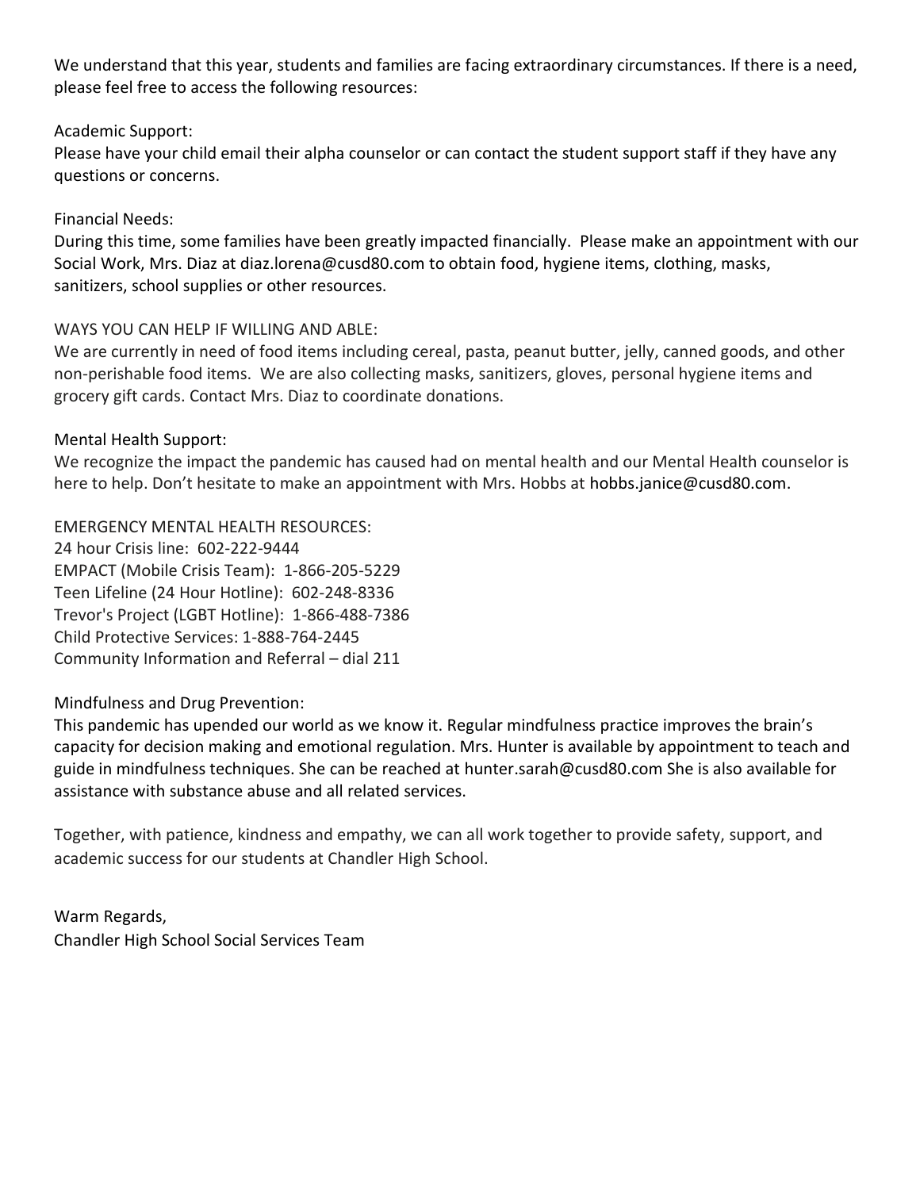We understand that this year, students and families are facing extraordinary circumstances. If there is a need, please feel free to access the following resources:

Academic Support:
Please have your child email their alpha counselor or can contact the student support staff if they have any questions or concerns.

Financial Needs:
During this time, some families have been greatly impacted financially. Please make an appointment with our Social Work, Mrs. Diaz at diaz.lorena@cusd80.com to obtain food, hygiene items, clothing, masks, sanitizers, school supplies or other resources.

WAYS YOU CAN HELP IF WILLING AND ABLE:
We are currently in need of food items including cereal, pasta, peanut butter, jelly, canned goods, and other non-perishable food items. We are also collecting masks, sanitizers, gloves, personal hygiene items and grocery gift cards. Contact Mrs. Diaz to coordinate donations.

Mental Health Support:
We recognize the impact the pandemic has caused had on mental health and our Mental Health counselor is here to help. Don't hesitate to make an appointment with Mrs. Hobbs at hobbs.janice@cusd80.com.

EMERGENCY MENTAL HEALTH RESOURCES:
24 hour Crisis line: 602-222-9444
EMPACT (Mobile Crisis Team): 1-866-205-5229
Teen Lifeline (24 Hour Hotline): 602-248-8336
Trevor's Project (LGBT Hotline): 1-866-488-7386
Child Protective Services: 1-888-764-2445
Community Information and Referral – dial 211

Mindfulness and Drug Prevention:
This pandemic has upended our world as we know it. Regular mindfulness practice improves the brain's capacity for decision making and emotional regulation. Mrs. Hunter is available by appointment to teach and guide in mindfulness techniques. She can be reached at hunter.sarah@cusd80.com She is also available for assistance with substance abuse and all related services.

Together, with patience, kindness and empathy, we can all work together to provide safety, support, and academic success for our students at Chandler High School.

Warm Regards,
Chandler High School Social Services Team